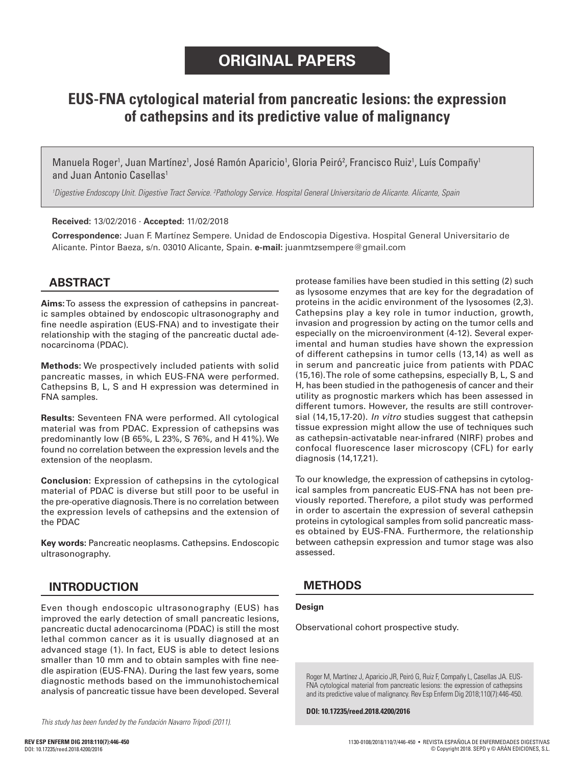# ORIGINAL PAPERS

## EUS-FNA cytological material from pancreatic lesions: the expression of cathepsins and its predictive value of malignancy

Manuela Roger[1], Juan Martínez[1], José Ramón Aparicio[1], Gloria Peiró[2], Francisco Ruiz[1], Luís Compañy[1] and Juan Antonio Casellas[1]

*[1]Digestive Endoscopy Unit. Digestive Tract Service. [2]Pathology Service. Hospital General Universitario de Alicante. Alicante, Spain*

**Received:** 13/02/2016 · **Accepted:** 11/02/2018

**Correspondence:** Juan F. Martínez Sempere. Unidad de Endoscopia Digestiva. Hospital General Universitario de Alicante. Pintor Baeza, s/n. 03010 Alicante, Spain. **e-mail:** juanmtzsempere@gmail.com

## ABSTRACT

**Aims:** To assess the expression of cathepsins in pancreatic samples obtained by endoscopic ultrasonography and fine needle aspiration (EUS-FNA) and to investigate their relationship with the staging of the pancreatic ductal adenocarcinoma (PDAC).

**Methods:** We prospectively included patients with solid pancreatic masses, in which EUS-FNA were performed. Cathepsins B, L, S and H expression was determined in FNA samples.

**Results:** Seventeen FNA were performed. All cytological material was from PDAC. Expression of cathepsins was predominantly low (B 65%, L 23%, S 76%, and H 41%). We found no correlation between the expression levels and the extension of the neoplasm.

**Conclusion**: Expression of cathepsins in the cytological material of PDAC is diverse but still poor to be useful in the pre-operative diagnosis. There is no correlation between the expression levels of cathepsins and the extension of the PDAC

**Key words:** Pancreatic neoplasms. Cathepsins. Endoscopic ultrasonography.

## INTRODUCTION

Even though endoscopic ultrasonography (EUS) has improved the early detection of small pancreatic lesions, pancreatic ductal adenocarcinoma (PDAC) is still the most lethal common cancer as it is usually diagnosed at an advanced stage (1). In fact, EUS is able to detect lesions smaller than 10 mm and to obtain samples with fine needle aspiration (EUS-FNA). During the last few years, some diagnostic methods based on the immunohistochemical analysis of pancreatic tissue have been developed. Several protease families have been studied in this setting (2) such as lysosome enzymes that are key for the degradation of proteins in the acidic environment of the lysosomes (2,3). Cathepsins play a key role in tumor induction, growth, invasion and progression by acting on the tumor cells and especially on the microenvironment (4-12). Several experimental and human studies have shown the expression of different cathepsins in tumor cells (13,14) as well as in serum and pancreatic juice from patients with PDAC (15,16). The role of some cathepsins, especially B, L, S and H, has been studied in the pathogenesis of cancer and their utility as prognostic markers which has been assessed in different tumors. However, the results are still controversial (14,15,17-20). *In vitro* studies suggest that cathepsin tissue expression might allow the use of techniques such as cathepsin-activatable near-infrared (NIRF) probes and confocal fluorescence laser microscopy (CFL) for early diagnosis (14,17,21).

To our knowledge, the expression of cathepsins in cytological samples from pancreatic EUS-FNA has not been previously reported. Therefore, a pilot study was performed in order to ascertain the expression of several cathepsin proteins in cytological samples from solid pancreatic masses obtained by EUS-FNA. Furthermore, the relationship between cathepsin expression and tumor stage was also assessed.

## METHODS

### Design

Observational cohort prospective study.

Roger M, Martínez J, Aparicio JR, Peiró G, Ruiz F, Compañy L, Casellas JA. EUS-FNA cytological material from pancreatic lesions: the expression of cathepsins and its predictive value of malignancy. Rev Esp Enferm Dig 2018;110(7):446-450.

**DOI: 10.17235/reed.2018.4200/2016**

*This study has been funded by the Fundación Navarro Trípodi (2011).*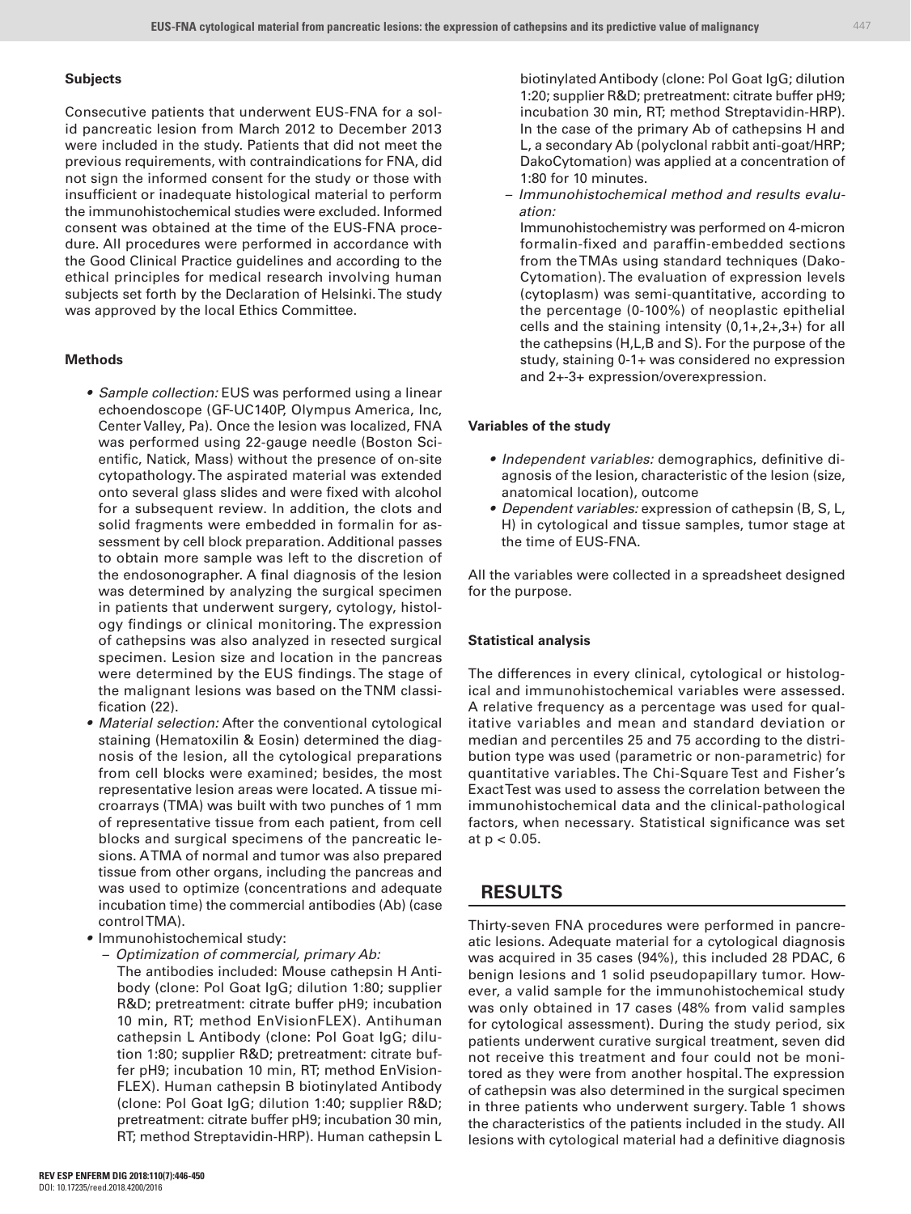### Subjects

Consecutive patients that underwent EUS-FNA for a solid pancreatic lesion from March 2012 to December 2013 were included in the study. Patients that did not meet the previous requirements, with contraindications for FNA, did not sign the informed consent for the study or those with insufficient or inadequate histological material to perform the immunohistochemical studies were excluded. Informed consent was obtained at the time of the EUS-FNA procedure. All procedures were performed in accordance with the Good Clinical Practice guidelines and according to the ethical principles for medical research involving human subjects set forth by the Declaration of Helsinki. The study was approved by the local Ethics Committee.

### Methods

- *Sample collection:* EUS was performed using a linear echoendoscope (GF-UC140P, Olympus America, Inc, Center Valley, Pa). Once the lesion was localized, FNA was performed using 22-gauge needle (Boston Scientific, Natick, Mass) without the presence of on-site cytopathology. The aspirated material was extended onto several glass slides and were fixed with alcohol for a subsequent review. In addition, the clots and solid fragments were embedded in formalin for assessment by cell block preparation. Additional passes to obtain more sample was left to the discretion of the endosonographer. A final diagnosis of the lesion was determined by analyzing the surgical specimen in patients that underwent surgery, cytology, histology findings or clinical monitoring. The expression of cathepsins was also analyzed in resected surgical specimen. Lesion size and location in the pancreas were determined by the EUS findings. The stage of the malignant lesions was based on the TNM classification (22).
- *Material selection:* After the conventional cytological staining (Hematoxilin & Eosin) determined the diagnosis of the lesion, all the cytological preparations from cell blocks were examined; besides, the most representative lesion areas were located. A tissue microarrays (TMA) was built with two punches of 1 mm of representative tissue from each patient, from cell blocks and surgical specimens of the pancreatic lesions. A TMA of normal and tumor was also prepared tissue from other organs, including the pancreas and was used to optimize (concentrations and adequate incubation time) the commercial antibodies (Ab) (case control TMA).
- Immunohistochemical study:
  - *Optimization of commercial, primary Ab:*
    The antibodies included: Mouse cathepsin H Antibody (clone: Pol Goat IgG; dilution 1:80; supplier R&D; pretreatment: citrate buffer pH9; incubation 10 min, RT; method EnVisionFLEX). Antihuman cathepsin L Antibody (clone: Pol Goat IgG; dilution 1:80; supplier R&D; pretreatment: citrate buffer pH9; incubation 10 min, RT; method EnVision-FLEX). Human cathepsin B biotinylated Antibody (clone: Pol Goat IgG; dilution 1:40; supplier R&D; pretreatment: citrate buffer pH9; incubation 30 min, RT; method Streptavidin-HRP). Human cathepsin L biotinylated Antibody (clone: Pol Goat IgG; dilution 1:20; supplier R&D; pretreatment: citrate buffer pH9; incubation 30 min, RT; method Streptavidin-HRP). In the case of the primary Ab of cathepsins H and L, a secondary Ab (polyclonal rabbit anti-goat/HRP; DakoCytomation) was applied at a concentration of 1:80 for 10 minutes.
  - *Immunohistochemical method and results evaluation:*
    Immunohistochemistry was performed on 4-micron formalin-fixed and paraffin-embedded sections from the TMAs using standard techniques (Dako-Cytomation). The evaluation of expression levels (cytoplasm) was semi-quantitative, according to the percentage (0-100%) of neoplastic epithelial cells and the staining intensity (0,1+,2+,3+) for all the cathepsins (H,L,B and S). For the purpose of the study, staining 0-1+ was considered no expression and 2+-3+ expression/overexpression.

### Variables of the study

- *Independent variables:* demographics, definitive diagnosis of the lesion, characteristic of the lesion (size, anatomical location), outcome
- *Dependent variables:* expression of cathepsin (B, S, L, H) in cytological and tissue samples, tumor stage at the time of EUS-FNA.

All the variables were collected in a spreadsheet designed for the purpose.

### Statistical analysis

The differences in every clinical, cytological or histological and immunohistochemical variables were assessed. A relative frequency as a percentage was used for qualitative variables and mean and standard deviation or median and percentiles 25 and 75 according to the distribution type was used (parametric or non-parametric) for quantitative variables. The Chi-Square Test and Fisher's Exact Test was used to assess the correlation between the immunohistochemical data and the clinical-pathological factors, when necessary. Statistical significance was set at $p < 0.05$.

## RESULTS

Thirty-seven FNA procedures were performed in pancreatic lesions. Adequate material for a cytological diagnosis was acquired in 35 cases (94%), this included 28 PDAC, 6 benign lesions and 1 solid pseudopapillary tumor. However, a valid sample for the immunohistochemical study was only obtained in 17 cases (48% from valid samples for cytological assessment). During the study period, six patients underwent curative surgical treatment, seven did not receive this treatment and four could not be monitored as they were from another hospital. The expression of cathepsin was also determined in the surgical specimen in three patients who underwent surgery. Table 1 shows the characteristics of the patients included in the study. All lesions with cytological material had a definitive diagnosis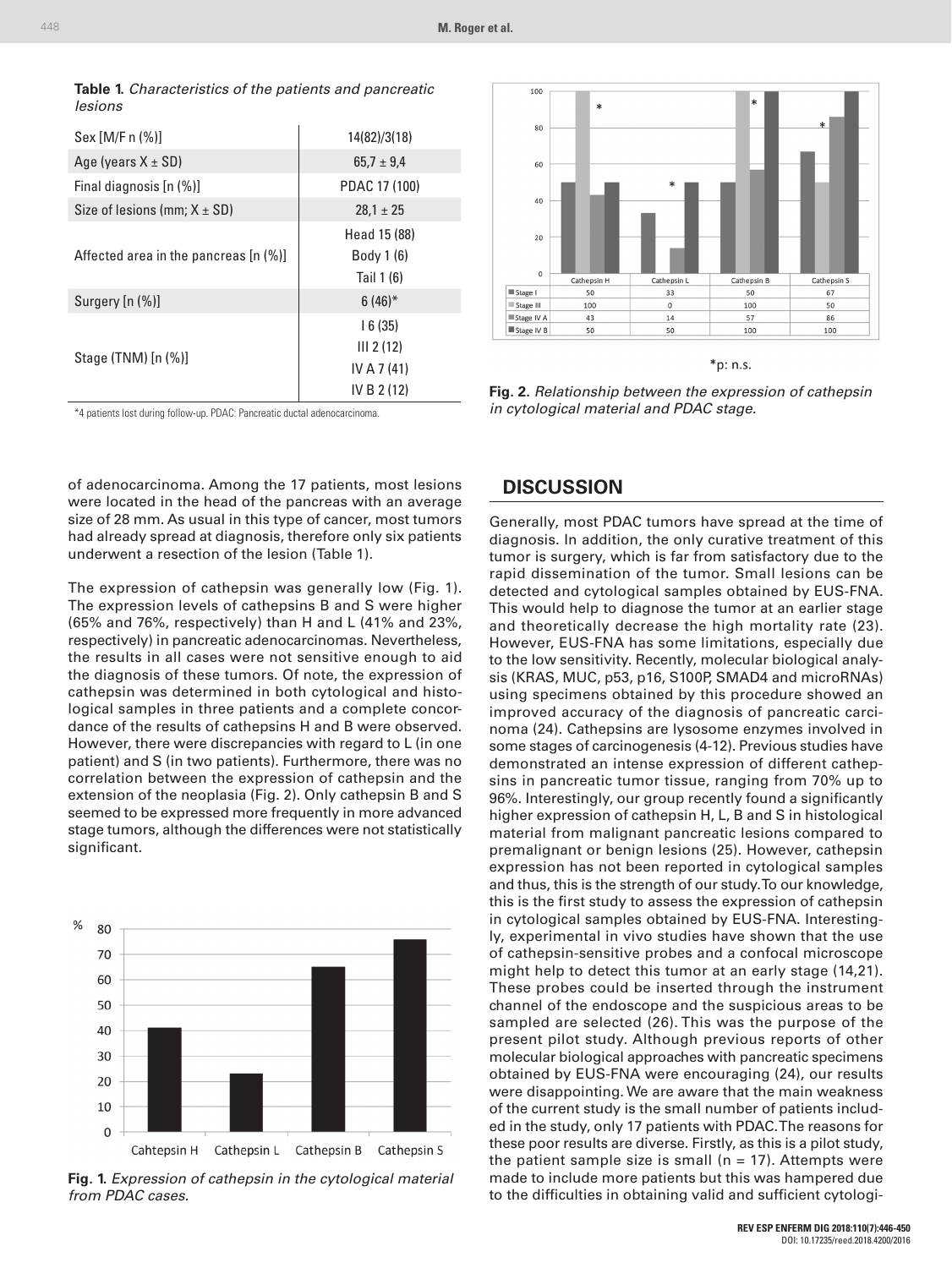**Table 1.** *Characteristics of the patients and pancreatic lesions*

| | |
|---|---|
| Sex [M/F n (%)] | 14(82)/3(18) |
| Age (years X ± SD) | 65,7 ± 9,4 |
| Final diagnosis [n (%)] | PDAC 17 (100) |
| Size of lesions (mm; X ± SD) | 28,1 ± 25 |
| Affected area in the pancreas [n (%)] | Head 15 (88)<br>Body 1 (6)<br>Tail 1 (6) |
| Surgery [n (%)] | 6 (46)* |
| Stage (TNM) [n (%)] | I 6 (35)<br>III 2 (12)<br>IV A 7 (41)<br>IV B 2 (12) |

*4 patients lost during follow-up. PDAC: Pancreatic ductal adenocarcinoma.

| | Cathepsin H | Cathepsin L | Cathepsin B | Cathepsin S |
|---|---|---|---|---|
| Stage I | 50 | 33 | 50 | 67 |
| Stage III | 100 | 0 | 100 | 50 |
| Stage IV A | 43 | 14 | 57 | 86 |
| Stage IV B | 50 | 50 | 100 | 100 |

*p: n.s.

**Fig. 2.** *Relationship between the expression of cathepsin in cytological material and PDAC stage.*

of adenocarcinoma. Among the 17 patients, most lesions were located in the head of the pancreas with an average size of 28 mm. As usual in this type of cancer, most tumors had already spread at diagnosis, therefore only six patients underwent a resection of the lesion (Table 1).

The expression of cathepsin was generally low (Fig. 1). The expression levels of cathepsins B and S were higher (65% and 76%, respectively) than H and L (41% and 23%, respectively) in pancreatic adenocarcinomas. Nevertheless, the results in all cases were not sensitive enough to aid the diagnosis of these tumors. Of note, the expression of cathepsin was determined in both cytological and histological samples in three patients and a complete concordance of the results of cathepsins H and B were observed. However, there were discrepancies with regard to L (in one patient) and S (in two patients). Furthermore, there was no correlation between the expression of cathepsin and the extension of the neoplasia (Fig. 2). Only cathepsin B and S seemed to be expressed more frequently in more advanced stage tumors, although the differences were not statistically significant.

**Fig. 1.** *Expression of cathepsin in the cytological material from PDAC cases.*

## DISCUSSION

Generally, most PDAC tumors have spread at the time of diagnosis. In addition, the only curative treatment of this tumor is surgery, which is far from satisfactory due to the rapid dissemination of the tumor. Small lesions can be detected and cytological samples obtained by EUS-FNA. This would help to diagnose the tumor at an earlier stage and theoretically decrease the high mortality rate (23). However, EUS-FNA has some limitations, especially due to the low sensitivity. Recently, molecular biological analysis (KRAS, MUC, p53, p16, S100P, SMAD4 and microRNAs) using specimens obtained by this procedure showed an improved accuracy of the diagnosis of pancreatic carcinoma (24). Cathepsins are lysosome enzymes involved in some stages of carcinogenesis (4-12). Previous studies have demonstrated an intense expression of different cathepsins in pancreatic tumor tissue, ranging from 70% up to 96%. Interestingly, our group recently found a significantly higher expression of cathepsin H, L, B and S in histological material from malignant pancreatic lesions compared to premalignant or benign lesions (25). However, cathepsin expression has not been reported in cytological samples and thus, this is the strength of our study. To our knowledge, this is the first study to assess the expression of cathepsin in cytological samples obtained by EUS-FNA. Interestingly, experimental in vivo studies have shown that the use of cathepsin-sensitive probes and a confocal microscope might help to detect this tumor at an early stage (14,21). These probes could be inserted through the instrument channel of the endoscope and the suspicious areas to be sampled are selected (26). This was the purpose of the present pilot study. Although previous reports of other molecular biological approaches with pancreatic specimens obtained by EUS-FNA were encouraging (24), our results were disappointing. We are aware that the main weakness of the current study is the small number of patients included in the study, only 17 patients with PDAC. The reasons for these poor results are diverse. Firstly, as this is a pilot study, the patient sample size is small (n = 17). Attempts were made to include more patients but this was hampered due to the difficulties in obtaining valid and sufficient cytologi-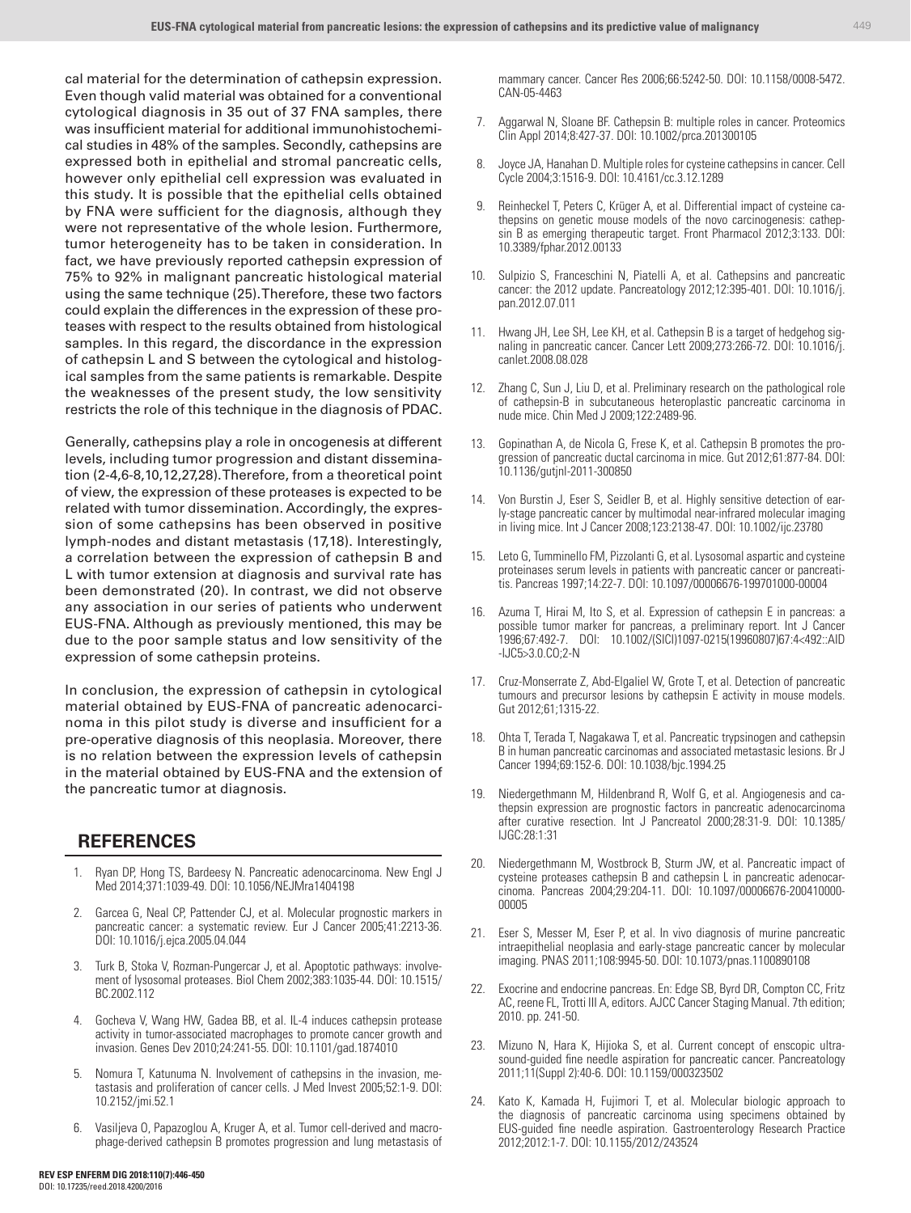cal material for the determination of cathepsin expression. Even though valid material was obtained for a conventional cytological diagnosis in 35 out of 37 FNA samples, there was insufficient material for additional immunohistochemical studies in 48% of the samples. Secondly, cathepsins are expressed both in epithelial and stromal pancreatic cells, however only epithelial cell expression was evaluated in this study. It is possible that the epithelial cells obtained by FNA were sufficient for the diagnosis, although they were not representative of the whole lesion. Furthermore, tumor heterogeneity has to be taken in consideration. In fact, we have previously reported cathepsin expression of 75% to 92% in malignant pancreatic histological material using the same technique (25). Therefore, these two factors could explain the differences in the expression of these proteases with respect to the results obtained from histological samples. In this regard, the discordance in the expression of cathepsin L and S between the cytological and histological samples from the same patients is remarkable. Despite the weaknesses of the present study, the low sensitivity restricts the role of this technique in the diagnosis of PDAC.

Generally, cathepsins play a role in oncogenesis at different levels, including tumor progression and distant dissemination (2-4,6-8,10,12,27,28). Therefore, from a theoretical point of view, the expression of these proteases is expected to be related with tumor dissemination. Accordingly, the expression of some cathepsins has been observed in positive lymph-nodes and distant metastasis (17,18). Interestingly, a correlation between the expression of cathepsin B and L with tumor extension at diagnosis and survival rate has been demonstrated (20). In contrast, we did not observe any association in our series of patients who underwent EUS-FNA. Although as previously mentioned, this may be due to the poor sample status and low sensitivity of the expression of some cathepsin proteins.

In conclusion, the expression of cathepsin in cytological material obtained by EUS-FNA of pancreatic adenocarcinoma in this pilot study is diverse and insufficient for a pre-operative diagnosis of this neoplasia. Moreover, there is no relation between the expression levels of cathepsin in the material obtained by EUS-FNA and the extension of the pancreatic tumor at diagnosis.

## REFERENCES

1. Ryan DP, Hong TS, Bardeesy N. Pancreatic adenocarcinoma. New Engl J Med 2014;371:1039-49. DOI: 10.1056/NEJMra1404198
2. Garcea G, Neal CP, Pattender CJ, et al. Molecular prognostic markers in pancreatic cancer: a systematic review. Eur J Cancer 2005;41:2213-36. DOI: 10.1016/j.ejca.2005.04.044
3. Turk B, Stoka V, Rozman-Pungercar J, et al. Apoptotic pathways: involvement of lysosomal proteases. Biol Chem 2002;383:1035-44. DOI: 10.1515/BC.2002.112
4. Gocheva V, Wang HW, Gadea BB, et al. IL-4 induces cathepsin protease activity in tumor-associated macrophages to promote cancer growth and invasion. Genes Dev 2010;24:241-55. DOI: 10.1101/gad.1874010
5. Nomura T, Katunuma N. Involvement of cathepsins in the invasion, metastasis and proliferation of cancer cells. J Med Invest 2005;52:1-9. DOI: 10.2152/jmi.52.1
6. Vasiljeva O, Papazoglou A, Kruger A, et al. Tumor cell-derived and macrophage-derived cathepsin B promotes progression and lung metastasis of mammary cancer. Cancer Res 2006;66:5242-50. DOI: 10.1158/0008-5472.CAN-05-4463
7. Aggarwal N, Sloane BF. Cathepsin B: multiple roles in cancer. Proteomics Clin Appl 2014;8:427-37. DOI: 10.1002/prca.201300105
8. Joyce JA, Hanahan D. Multiple roles for cysteine cathepsins in cancer. Cell Cycle 2004;3:1516-9. DOI: 10.4161/cc.3.12.1289
9. Reinheckel T, Peters C, Krüger A, et al. Differential impact of cysteine cathepsins on genetic mouse models of the novo carcinogenesis: cathepsin B as emerging therapeutic target. Front Pharmacol 2012;3:133. DOI: 10.3389/fphar.2012.00133
10. Sulpizio S, Franceschini N, Piatelli A, et al. Cathepsins and pancreatic cancer: the 2012 update. Pancreatology 2012;12:395-401. DOI: 10.1016/j.pan.2012.07.011
11. Hwang JH, Lee SH, Lee KH, et al. Cathepsin B is a target of hedgehog signaling in pancreatic cancer. Cancer Lett 2009;273:266-72. DOI: 10.1016/j.canlet.2008.08.028
12. Zhang C, Sun J, Liu D, et al. Preliminary research on the pathological role of cathepsin-B in subcutaneous heteroplastic pancreatic carcinoma in nude mice. Chin Med J 2009;122:2489-96.
13. Gopinathan A, de Nicola G, Frese K, et al. Cathepsin B promotes the progression of pancreatic ductal carcinoma in mice. Gut 2012;61:877-84. DOI: 10.1136/gutjnl-2011-300850
14. Von Burstin J, Eser S, Seidler B, et al. Highly sensitive detection of early-stage pancreatic cancer by multimodal near-infrared molecular imaging in living mice. Int J Cancer 2008;123:2138-47. DOI: 10.1002/ijc.23780
15. Leto G, Tumminello FM, Pizzolanti G, et al. Lysosomal aspartic and cysteine proteinases serum levels in patients with pancreatic cancer or pancreatitis. Pancreas 1997;14:22-7. DOI: 10.1097/00006676-199701000-00004
16. Azuma T, Hirai M, Ito S, et al. Expression of cathepsin E in pancreas: a possible tumor marker for pancreas, a preliminary report. Int J Cancer 1996;67:492-7. DOI: 10.1002/(SICI)1097-0215(19960807)67:4<492::AID-IJC5>3.0.CO;2-N
17. Cruz-Monserrate Z, Abd-Elgaliel W, Grote T, et al. Detection of pancreatic tumours and precursor lesions by cathepsin E activity in mouse models. Gut 2012;61;1315-22.
18. Ohta T, Terada T, Nagakawa T, et al. Pancreatic trypsinogen and cathepsin B in human pancreatic carcinomas and associated metastasic lesions. Br J Cancer 1994;69:152-6. DOI: 10.1038/bjc.1994.25
19. Niedergethmann M, Hildenbrand R, Wolf G, et al. Angiogenesis and cathepsin expression are prognostic factors in pancreatic adenocarcinoma after curative resection. Int J Pancreatol 2000;28:31-9. DOI: 10.1385/IJGC:28:1:31
20. Niedergethmann M, Wostbrock B, Sturm JW, et al. Pancreatic impact of cysteine proteases cathepsin B and cathepsin L in pancreatic adenocarcinoma. Pancreas 2004;29:204-11. DOI: 10.1097/00006676-200410000-00005
21. Eser S, Messer M, Eser P, et al. In vivo diagnosis of murine pancreatic intraepithelial neoplasia and early-stage pancreatic cancer by molecular imaging. PNAS 2011;108:9945-50. DOI: 10.1073/pnas.1100890108
22. Exocrine and endocrine pancreas. En: Edge SB, Byrd DR, Compton CC, Fritz AC, reene FL, Trotti III A, editors. AJCC Cancer Staging Manual. 7th edition; 2010. pp. 241-50.
23. Mizuno N, Hara K, Hijioka S, et al. Current concept of enscopic ultrasound-guided fine needle aspiration for pancreatic cancer. Pancreatology 2011;11(Suppl 2):40-6. DOI: 10.1159/000323502
24. Kato K, Kamada H, Fujimori T, et al. Molecular biologic approach to the diagnosis of pancreatic carcinoma using specimens obtained by EUS-guided fine needle aspiration. Gastroenterology Research Practice 2012;2012:1-7. DOI: 10.1155/2012/243524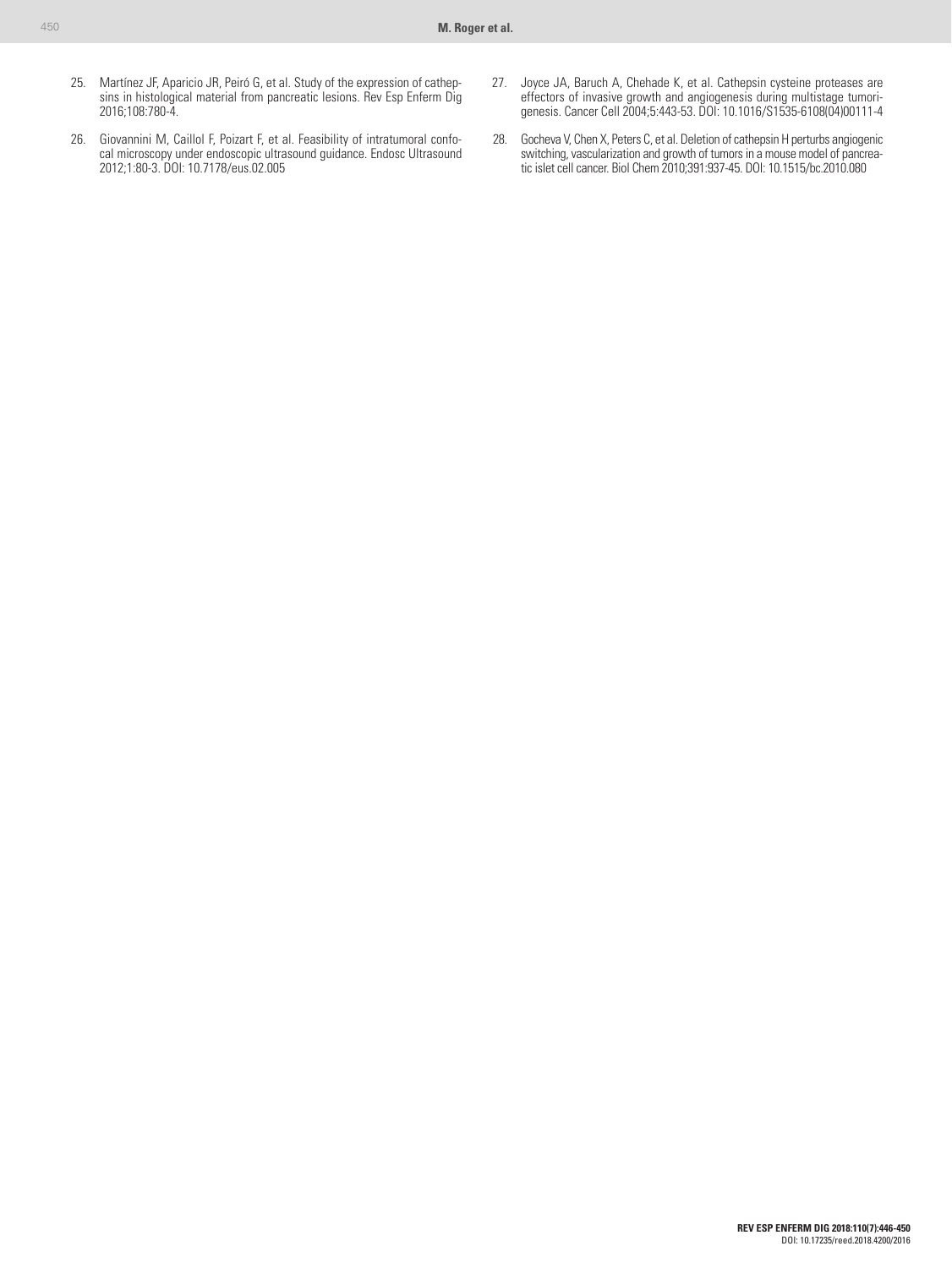25. Martínez JF, Aparicio JR, Peiró G, et al. Study of the expression of cathepsins in histological material from pancreatic lesions. Rev Esp Enferm Dig 2016;108:780-4.
26. Giovannini M, Caillol F, Poizart F, et al. Feasibility of intratumoral confocal microscopy under endoscopic ultrasound guidance. Endosc Ultrasound 2012;1:80-3. DOI: 10.7178/eus.02.005
27. Joyce JA, Baruch A, Chehade K, et al. Cathepsin cysteine proteases are effectors of invasive growth and angiogenesis during multistage tumorigenesis. Cancer Cell 2004;5:443-53. DOI: 10.1016/S1535-6108(04)00111-4
28. Gocheva V, Chen X, Peters C, et al. Deletion of cathepsin H perturbs angiogenic switching, vascularization and growth of tumors in a mouse model of pancreatic islet cell cancer. Biol Chem 2010;391:937-45. DOI: 10.1515/bc.2010.080